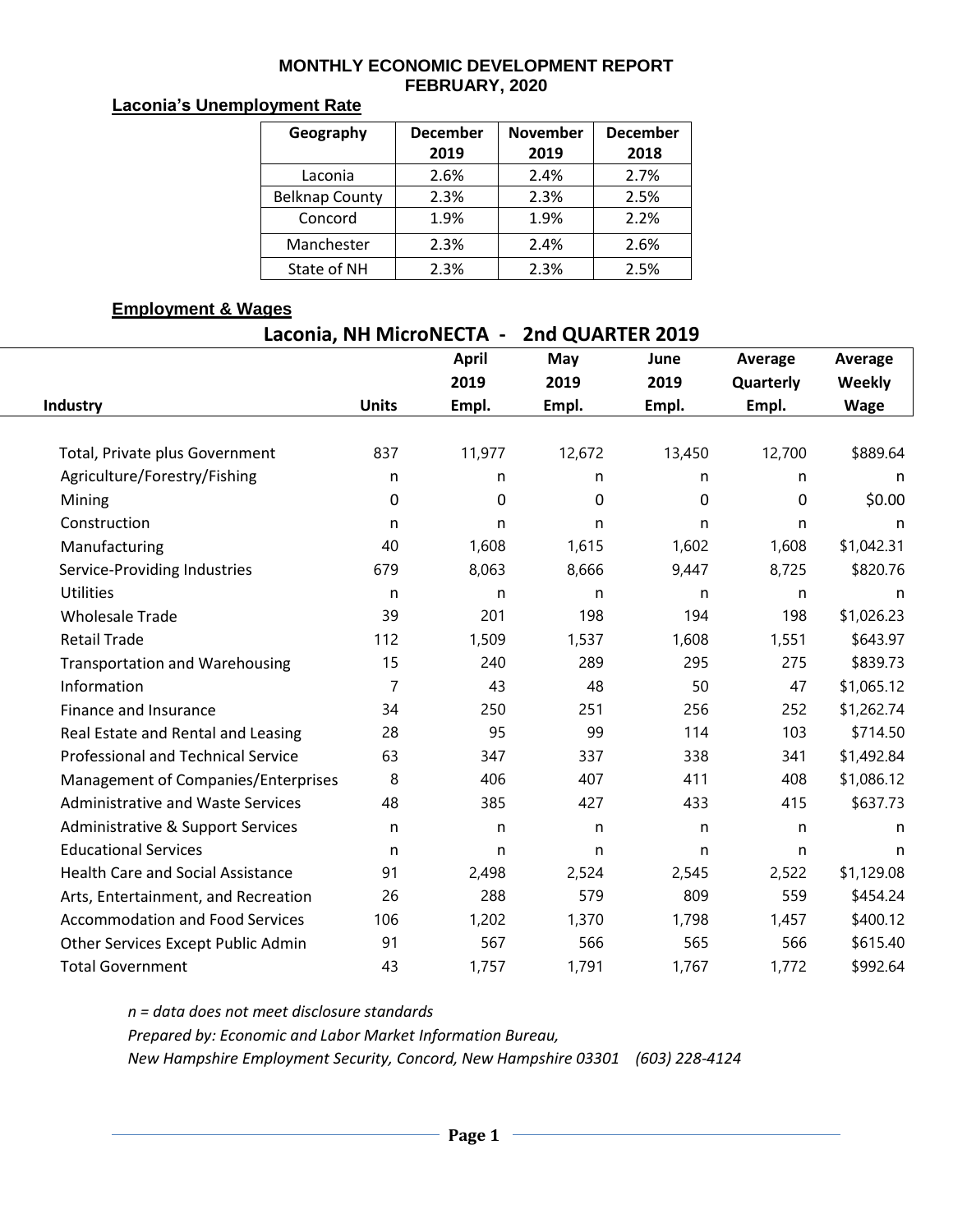# MONTHLY ECONOMIC DEVELOPMENT REPORT
# FEBRUARY, 2020

## Laconia's Unemployment Rate

| Geography | December 2019 | November 2019 | December 2018 |
|---|---|---|---|
| Laconia | 2.6% | 2.4% | 2.7% |
| Belknap County | 2.3% | 2.3% | 2.5% |
| Concord | 1.9% | 1.9% | 2.2% |
| Manchester | 2.3% | 2.4% | 2.6% |
| State of NH | 2.3% | 2.3% | 2.5% |

## Employment & Wages

**Laconia, NH MicroNECTA - 2nd QUARTER 2019**

| Industry | Units | April 2019 Empl. | May 2019 Empl. | June 2019 Empl. | Average Quarterly Empl. | Average Weekly Wage |
|---|---|---|---|---|---|---|
| Total, Private plus Government | 837 | 11,977 | 12,672 | 13,450 | 12,700 | $889.64 |
| Agriculture/Forestry/Fishing | n | n | n | n | n | n |
| Mining | 0 | 0 | 0 | 0 | 0 | $0.00 |
| Construction | n | n | n | n | n | n |
| Manufacturing | 40 | 1,608 | 1,615 | 1,602 | 1,608 | $1,042.31 |
| Service-Providing Industries | 679 | 8,063 | 8,666 | 9,447 | 8,725 | $820.76 |
| Utilities | n | n | n | n | n | n |
| Wholesale Trade | 39 | 201 | 198 | 194 | 198 | $1,026.23 |
| Retail Trade | 112 | 1,509 | 1,537 | 1,608 | 1,551 | $643.97 |
| Transportation and Warehousing | 15 | 240 | 289 | 295 | 275 | $839.73 |
| Information | 7 | 43 | 48 | 50 | 47 | $1,065.12 |
| Finance and Insurance | 34 | 250 | 251 | 256 | 252 | $1,262.74 |
| Real Estate and Rental and Leasing | 28 | 95 | 99 | 114 | 103 | $714.50 |
| Professional and Technical Service | 63 | 347 | 337 | 338 | 341 | $1,492.84 |
| Management of Companies/Enterprises | 8 | 406 | 407 | 411 | 408 | $1,086.12 |
| Administrative and Waste Services | 48 | 385 | 427 | 433 | 415 | $637.73 |
| Administrative & Support Services | n | n | n | n | n | n |
| Educational Services | n | n | n | n | n | n |
| Health Care and Social Assistance | 91 | 2,498 | 2,524 | 2,545 | 2,522 | $1,129.08 |
| Arts, Entertainment, and Recreation | 26 | 288 | 579 | 809 | 559 | $454.24 |
| Accommodation and Food Services | 106 | 1,202 | 1,370 | 1,798 | 1,457 | $400.12 |
| Other Services Except Public Admin | 91 | 567 | 566 | 565 | 566 | $615.40 |
| Total Government | 43 | 1,757 | 1,791 | 1,767 | 1,772 | $992.64 |

*n = data does not meet disclosure standards*

*Prepared by: Economic and Labor Market Information Bureau,*

*New Hampshire Employment Security, Concord, New Hampshire 03301 (603) 228-4124*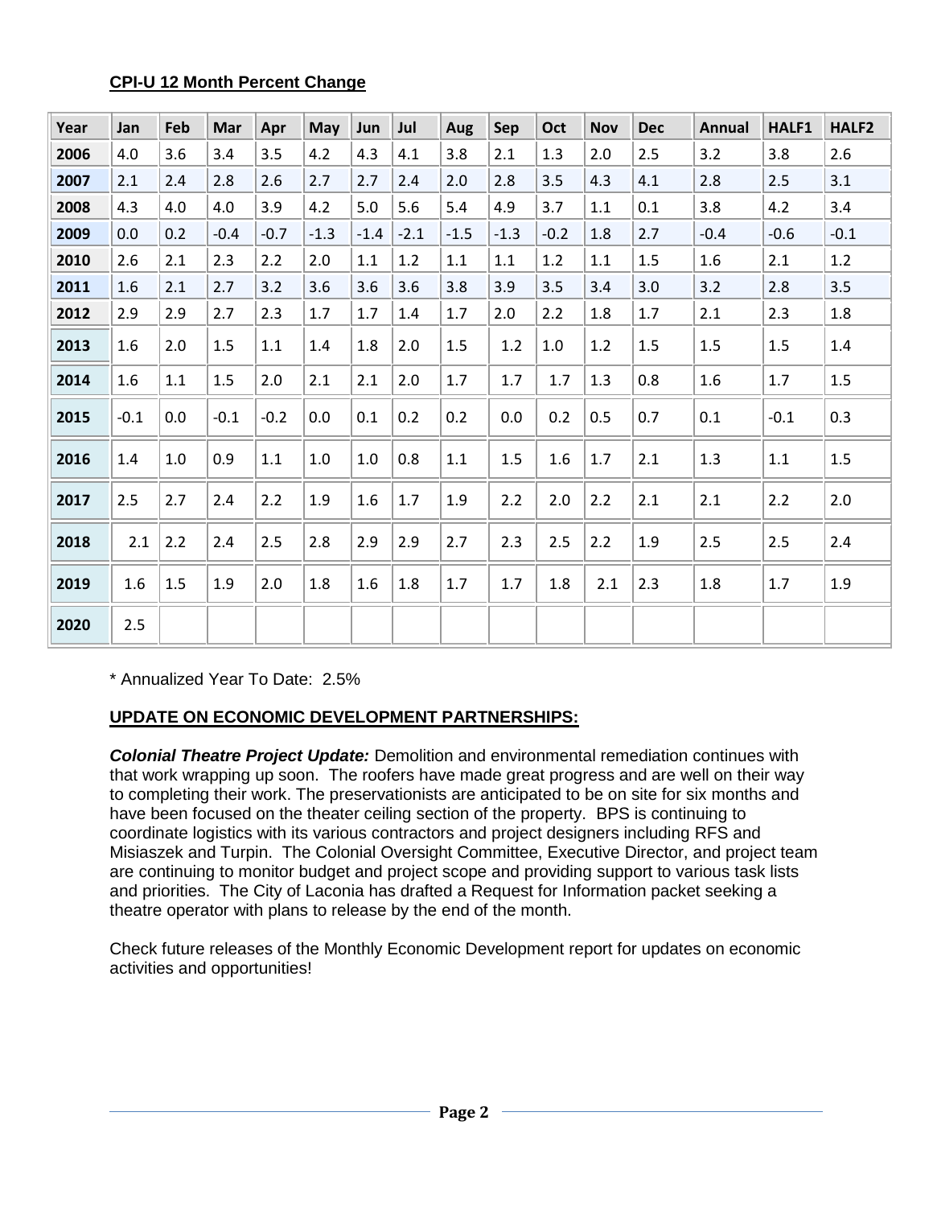**CPI-U 12 Month Percent Change**

| Year | Jan | Feb | Mar | Apr | May | Jun | Jul | Aug | Sep | Oct | Nov | Dec | Annual | HALF1 | HALF2 |
|---|---|---|---|---|---|---|---|---|---|---|---|---|---|---|---|
| 2006 | 4.0 | 3.6 | 3.4 | 3.5 | 4.2 | 4.3 | 4.1 | 3.8 | 2.1 | 1.3 | 2.0 | 2.5 | 3.2 | 3.8 | 2.6 |
| 2007 | 2.1 | 2.4 | 2.8 | 2.6 | 2.7 | 2.7 | 2.4 | 2.0 | 2.8 | 3.5 | 4.3 | 4.1 | 2.8 | 2.5 | 3.1 |
| 2008 | 4.3 | 4.0 | 4.0 | 3.9 | 4.2 | 5.0 | 5.6 | 5.4 | 4.9 | 3.7 | 1.1 | 0.1 | 3.8 | 4.2 | 3.4 |
| 2009 | 0.0 | 0.2 | -0.4 | -0.7 | -1.3 | -1.4 | -2.1 | -1.5 | -1.3 | -0.2 | 1.8 | 2.7 | -0.4 | -0.6 | -0.1 |
| 2010 | 2.6 | 2.1 | 2.3 | 2.2 | 2.0 | 1.1 | 1.2 | 1.1 | 1.1 | 1.2 | 1.1 | 1.5 | 1.6 | 2.1 | 1.2 |
| 2011 | 1.6 | 2.1 | 2.7 | 3.2 | 3.6 | 3.6 | 3.6 | 3.8 | 3.9 | 3.5 | 3.4 | 3.0 | 3.2 | 2.8 | 3.5 |
| 2012 | 2.9 | 2.9 | 2.7 | 2.3 | 1.7 | 1.7 | 1.4 | 1.7 | 2.0 | 2.2 | 1.8 | 1.7 | 2.1 | 2.3 | 1.8 |
| 2013 | 1.6 | 2.0 | 1.5 | 1.1 | 1.4 | 1.8 | 2.0 | 1.5 | 1.2 | 1.0 | 1.2 | 1.5 | 1.5 | 1.5 | 1.4 |
| 2014 | 1.6 | 1.1 | 1.5 | 2.0 | 2.1 | 2.1 | 2.0 | 1.7 | 1.7 | 1.7 | 1.3 | 0.8 | 1.6 | 1.7 | 1.5 |
| 2015 | -0.1 | 0.0 | -0.1 | -0.2 | 0.0 | 0.1 | 0.2 | 0.2 | 0.0 | 0.2 | 0.5 | 0.7 | 0.1 | -0.1 | 0.3 |
| 2016 | 1.4 | 1.0 | 0.9 | 1.1 | 1.0 | 1.0 | 0.8 | 1.1 | 1.5 | 1.6 | 1.7 | 2.1 | 1.3 | 1.1 | 1.5 |
| 2017 | 2.5 | 2.7 | 2.4 | 2.2 | 1.9 | 1.6 | 1.7 | 1.9 | 2.2 | 2.0 | 2.2 | 2.1 | 2.1 | 2.2 | 2.0 |
| 2018 | 2.1 | 2.2 | 2.4 | 2.5 | 2.8 | 2.9 | 2.9 | 2.7 | 2.3 | 2.5 | 2.2 | 1.9 | 2.5 | 2.5 | 2.4 |
| 2019 | 1.6 | 1.5 | 1.9 | 2.0 | 1.8 | 1.6 | 1.8 | 1.7 | 1.7 | 1.8 | 2.1 | 2.3 | 1.8 | 1.7 | 1.9 |
| 2020 | 2.5 | | | | | | | | | | | | | | |

* Annualized Year To Date: 2.5%

**UPDATE ON ECONOMIC DEVELOPMENT PARTNERSHIPS:**

***Colonial Theatre Project Update:*** Demolition and environmental remediation continues with that work wrapping up soon. The roofers have made great progress and are well on their way to completing their work. The preservationists are anticipated to be on site for six months and have been focused on the theater ceiling section of the property. BPS is continuing to coordinate logistics with its various contractors and project designers including RFS and Misiaszek and Turpin. The Colonial Oversight Committee, Executive Director, and project team are continuing to monitor budget and project scope and providing support to various task lists and priorities. The City of Laconia has drafted a Request for Information packet seeking a theatre operator with plans to release by the end of the month.

Check future releases of the Monthly Economic Development report for updates on economic activities and opportunities!